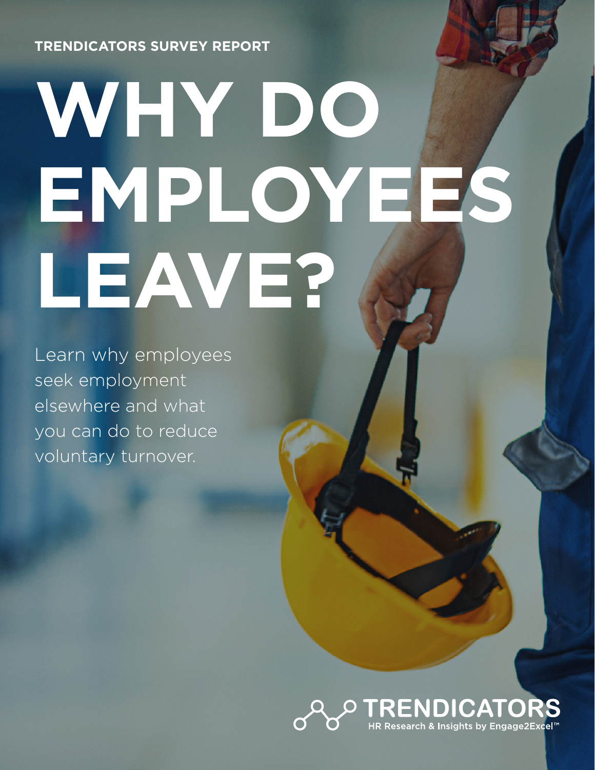TRENDICATORS SURVEY REPORT

# WHY DO EMPLOYEES LEAVE?

Learn why employees seek employment elsewhere and what you can do to reduce voluntary turnover.

TRENDICATORS

HR Research & Insights by Engage2Excel™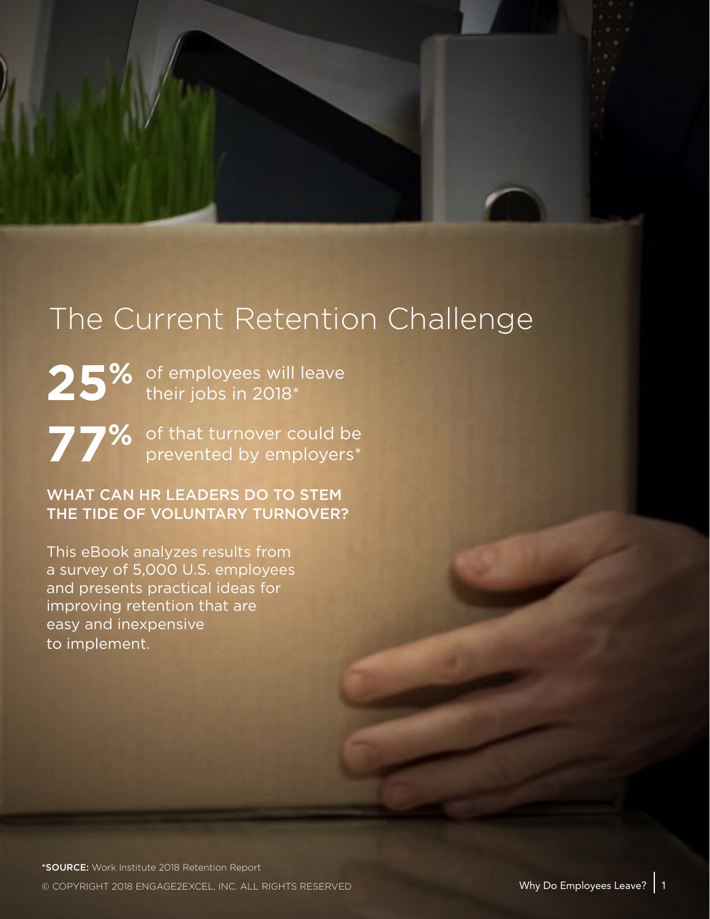# The Current Retention Challenge

**25%** of employees will leave their jobs in 2018*

**77%** of that turnover could be prevented by employers*

## WHAT CAN HR LEADERS DO TO STEM THE TIDE OF VOLUNTARY TURNOVER?

This eBook analyzes results from a survey of 5,000 U.S. employees and presents practical ideas for improving retention that are easy and inexpensive to implement.

***SOURCE:** Work Institute 2018 Retention Report

© COPYRIGHT 2018 ENGAGE2EXCEL, INC. ALL RIGHTS RESERVED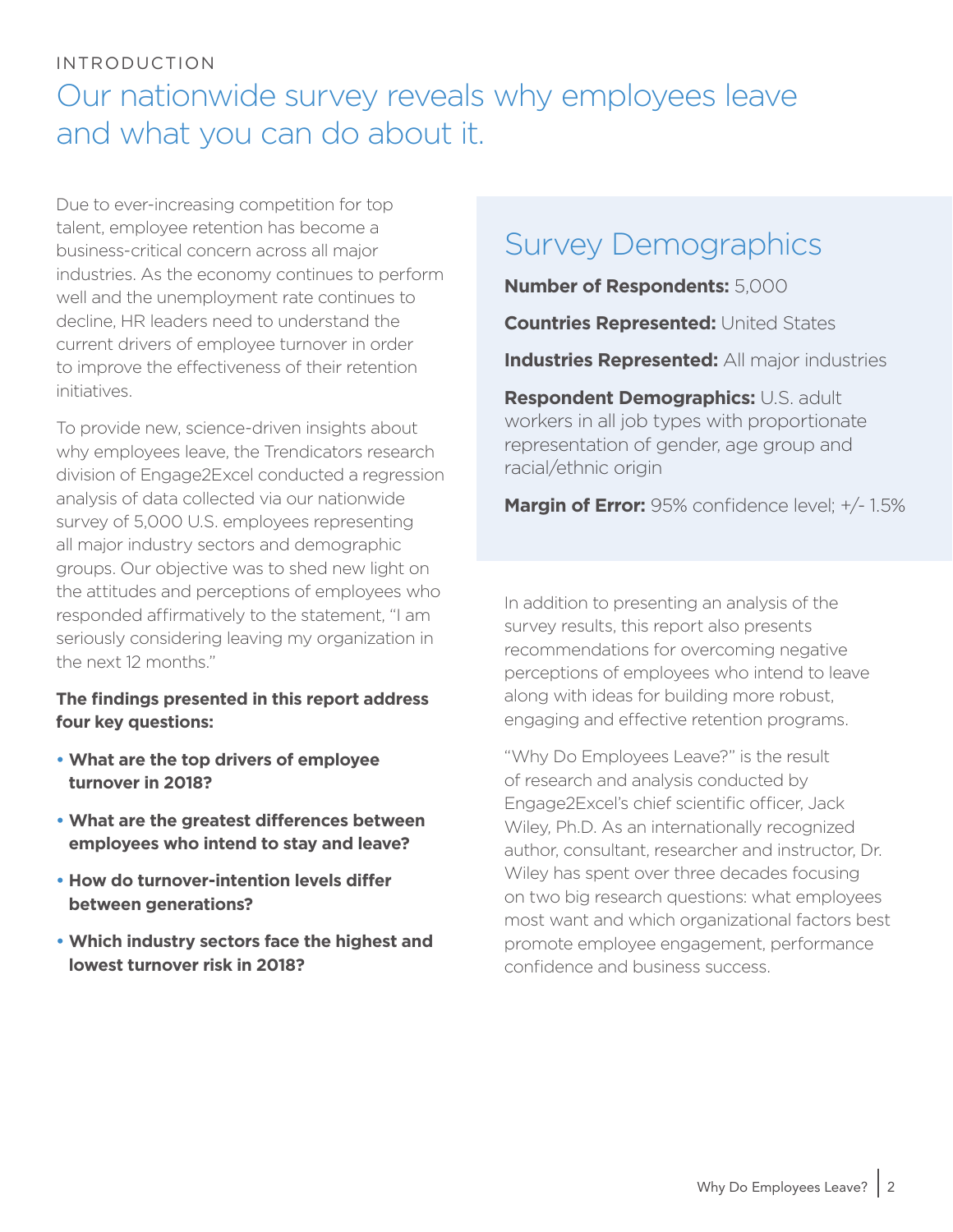INTRODUCTION

# Our nationwide survey reveals why employees leave and what you can do about it.

Due to ever-increasing competition for top talent, employee retention has become a business-critical concern across all major industries. As the economy continues to perform well and the unemployment rate continues to decline, HR leaders need to understand the current drivers of employee turnover in order to improve the effectiveness of their retention initiatives.

To provide new, science-driven insights about why employees leave, the Trendicators research division of Engage2Excel conducted a regression analysis of data collected via our nationwide survey of 5,000 U.S. employees representing all major industry sectors and demographic groups. Our objective was to shed new light on the attitudes and perceptions of employees who responded affirmatively to the statement, "I am seriously considering leaving my organization in the next 12 months."

**The findings presented in this report address four key questions:**

- **What are the top drivers of employee turnover in 2018?**
- **What are the greatest differences between employees who intend to stay and leave?**
- **How do turnover-intention levels differ between generations?**
- **Which industry sectors face the highest and lowest turnover risk in 2018?**

## Survey Demographics

**Number of Respondents:** 5,000

**Countries Represented:** United States

**Industries Represented:** All major industries

**Respondent Demographics:** U.S. adult workers in all job types with proportionate representation of gender, age group and racial/ethnic origin

**Margin of Error:** 95% confidence level; +/- 1.5%

In addition to presenting an analysis of the survey results, this report also presents recommendations for overcoming negative perceptions of employees who intend to leave along with ideas for building more robust, engaging and effective retention programs.

"Why Do Employees Leave?" is the result of research and analysis conducted by Engage2Excel's chief scientific officer, Jack Wiley, Ph.D. As an internationally recognized author, consultant, researcher and instructor, Dr. Wiley has spent over three decades focusing on two big research questions: what employees most want and which organizational factors best promote employee engagement, performance confidence and business success.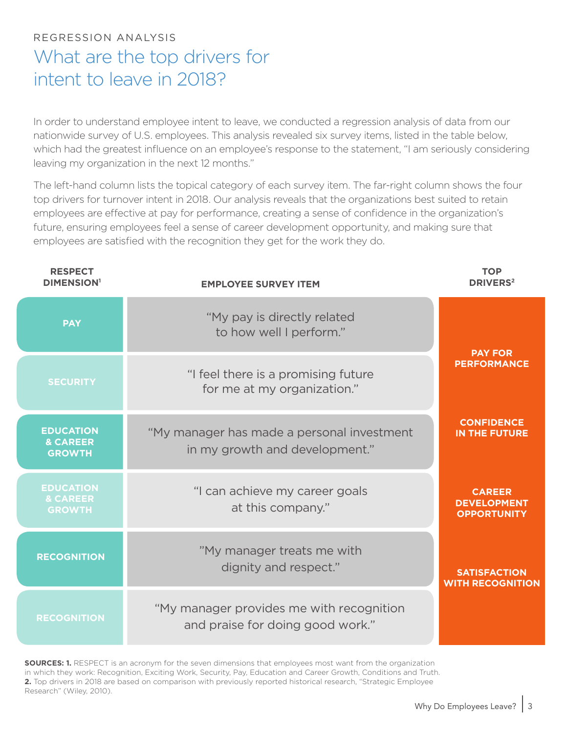REGRESSION ANALYSIS

# What are the top drivers for intent to leave in 2018?

In order to understand employee intent to leave, we conducted a regression analysis of data from our nationwide survey of U.S. employees. This analysis revealed six survey items, listed in the table below, which had the greatest influence on an employee's response to the statement, "I am seriously considering leaving my organization in the next 12 months."

The left-hand column lists the topical category of each survey item. The far-right column shows the four top drivers for turnover intent in 2018. Our analysis reveals that the organizations best suited to retain employees are effective at pay for performance, creating a sense of confidence in the organization's future, ensuring employees feel a sense of career development opportunity, and making sure that employees are satisfied with the recognition they get for the work they do.

| RESPECT DIMENSION[1] | EMPLOYEE SURVEY ITEM | TOP DRIVERS[2] |
|---|---|---|
| PAY | "My pay is directly related to how well I perform." | PAY FOR PERFORMANCE |
| SECURITY | "I feel there is a promising future for me at my organization." | CONFIDENCE IN THE FUTURE |
| EDUCATION & CAREER GROWTH | "My manager has made a personal investment in my growth and development." | CAREER DEVELOPMENT OPPORTUNITY |
| EDUCATION & CAREER GROWTH | "I can achieve my career goals at this company." | |
| RECOGNITION | "My manager treats me with dignity and respect." | SATISFACTION WITH RECOGNITION |
| RECOGNITION | "My manager provides me with recognition and praise for doing good work." | |

**SOURCES: 1.** RESPECT is an acronym for the seven dimensions that employees most want from the organization in which they work: Recognition, Exciting Work, Security, Pay, Education and Career Growth, Conditions and Truth.
**2.** Top drivers in 2018 are based on comparison with previously reported historical research, "Strategic Employee Research" (Wiley, 2010).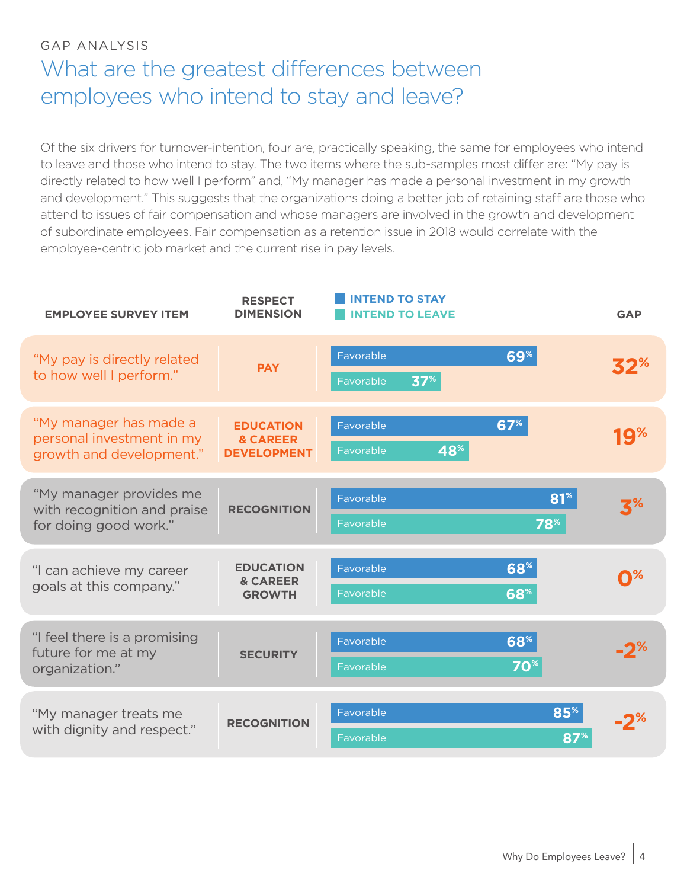GAP ANALYSIS

# What are the greatest differences between employees who intend to stay and leave?

Of the six drivers for turnover-intention, four are, practically speaking, the same for employees who intend to leave and those who intend to stay. The two items where the sub-samples most differ are: "My pay is directly related to how well I perform" and, "My manager has made a personal investment in my growth and development." This suggests that the organizations doing a better job of retaining staff are those who attend to issues of fair compensation and whose managers are involved in the growth and development of subordinate employees. Fair compensation as a retention issue in 2018 would correlate with the employee-centric job market and the current rise in pay levels.

| EMPLOYEE SURVEY ITEM | RESPECT DIMENSION | INTEND TO STAY (Favorable) | INTEND TO LEAVE (Favorable) | GAP |
|---|---|---|---|---|
| "My pay is directly related to how well I perform." | PAY | 69% | 37% | 32% |
| "My manager has made a personal investment in my growth and development." | EDUCATION & CAREER DEVELOPMENT | 67% | 48% | 19% |
| "My manager provides me with recognition and praise for doing good work." | RECOGNITION | 81% | 78% | 3% |
| "I can achieve my career goals at this company." | EDUCATION & CAREER GROWTH | 68% | 68% | 0% |
| "I feel there is a promising future for me at my organization." | SECURITY | 68% | 70% | -2% |
| "My manager treats me with dignity and respect." | RECOGNITION | 85% | 87% | -2% |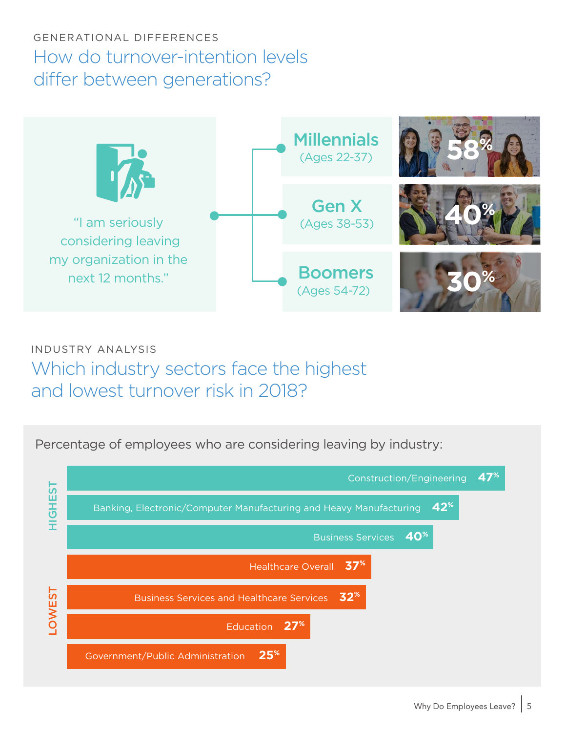GENERATIONAL DIFFERENCES

## How do turnover-intention levels differ between generations?

"I am seriously considering leaving my organization in the next 12 months."

| Generation | Percentage |
| --- | --- |
| Millennials (Ages 22-37) | 58% |
| Gen X (Ages 38-53) | 40% |
| Boomers (Ages 54-72) | 30% |

INDUSTRY ANALYSIS

## Which industry sectors face the highest and lowest turnover risk in 2018?

Percentage of employees who are considering leaving by industry:

| | Industry | Percentage |
| --- | --- | --- |
| HIGHEST | Construction/Engineering | 47% |
| | Banking, Electronic/Computer Manufacturing and Heavy Manufacturing | 42% |
| | Business Services | 40% |
| LOWEST | Healthcare Overall | 37% |
| | Business Services and Healthcare Services | 32% |
| | Education | 27% |
| | Government/Public Administration | 25% |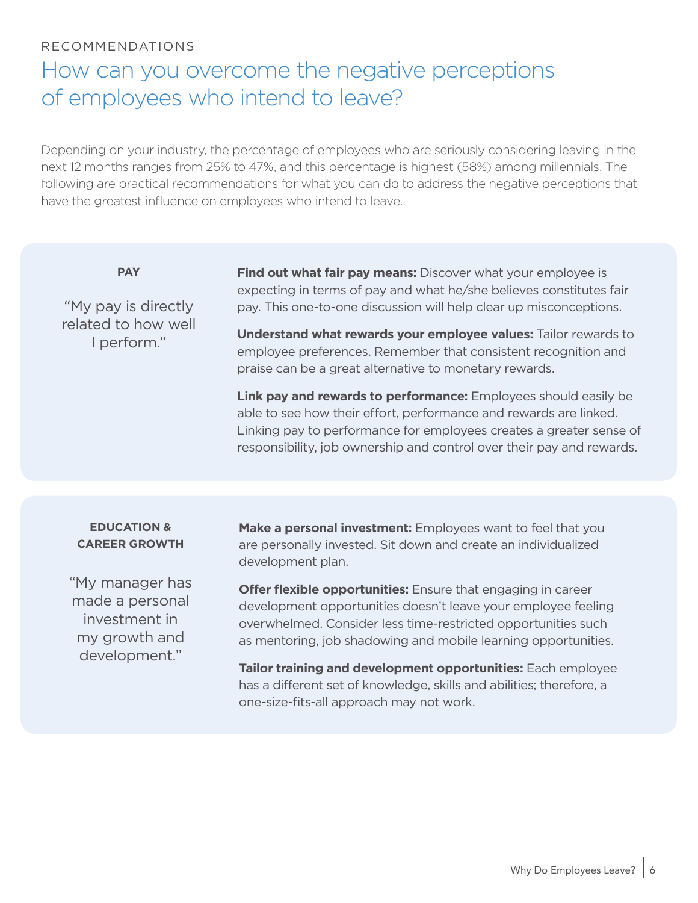RECOMMENDATIONS

# How can you overcome the negative perceptions of employees who intend to leave?

Depending on your industry, the percentage of employees who are seriously considering leaving in the next 12 months ranges from 25% to 47%, and this percentage is highest (58%) among millennials. The following are practical recommendations for what you can do to address the negative perceptions that have the greatest influence on employees who intend to leave.

## PAY

"My pay is directly related to how well I perform."

**Find out what fair pay means:** Discover what your employee is expecting in terms of pay and what he/she believes constitutes fair pay. This one-to-one discussion will help clear up misconceptions.

**Understand what rewards your employee values:** Tailor rewards to employee preferences. Remember that consistent recognition and praise can be a great alternative to monetary rewards.

**Link pay and rewards to performance:** Employees should easily be able to see how their effort, performance and rewards are linked. Linking pay to performance for employees creates a greater sense of responsibility, job ownership and control over their pay and rewards.

## EDUCATION & CAREER GROWTH

"My manager has made a personal investment in my growth and development."

**Make a personal investment:** Employees want to feel that you are personally invested. Sit down and create an individualized development plan.

**Offer flexible opportunities:** Ensure that engaging in career development opportunities doesn't leave your employee feeling overwhelmed. Consider less time-restricted opportunities such as mentoring, job shadowing and mobile learning opportunities.

**Tailor training and development opportunities:** Each employee has a different set of knowledge, skills and abilities; therefore, a one-size-fits-all approach may not work.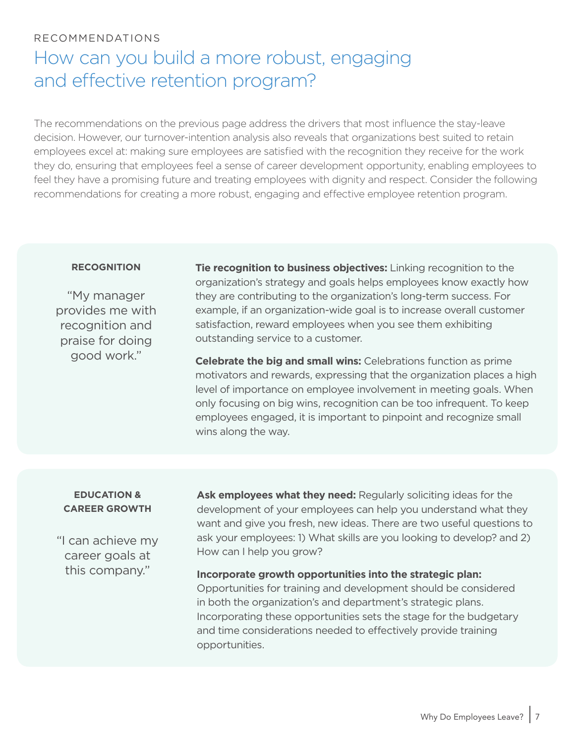RECOMMENDATIONS

# How can you build a more robust, engaging and effective retention program?

The recommendations on the previous page address the drivers that most influence the stay-leave decision. However, our turnover-intention analysis also reveals that organizations best suited to retain employees excel at: making sure employees are satisfied with the recognition they receive for the work they do, ensuring that employees feel a sense of career development opportunity, enabling employees to feel they have a promising future and treating employees with dignity and respect. Consider the following recommendations for creating a more robust, engaging and effective employee retention program.

### RECOGNITION

"My manager provides me with recognition and praise for doing good work."

**Tie recognition to business objectives:** Linking recognition to the organization's strategy and goals helps employees know exactly how they are contributing to the organization's long-term success. For example, if an organization-wide goal is to increase overall customer satisfaction, reward employees when you see them exhibiting outstanding service to a customer.

**Celebrate the big and small wins:** Celebrations function as prime motivators and rewards, expressing that the organization places a high level of importance on employee involvement in meeting goals. When only focusing on big wins, recognition can be too infrequent. To keep employees engaged, it is important to pinpoint and recognize small wins along the way.

### EDUCATION & CAREER GROWTH

"I can achieve my career goals at this company."

**Ask employees what they need:** Regularly soliciting ideas for the development of your employees can help you understand what they want and give you fresh, new ideas. There are two useful questions to ask your employees: 1) What skills are you looking to develop? and 2) How can I help you grow?

**Incorporate growth opportunities into the strategic plan:** Opportunities for training and development should be considered in both the organization's and department's strategic plans. Incorporating these opportunities sets the stage for the budgetary and time considerations needed to effectively provide training opportunities.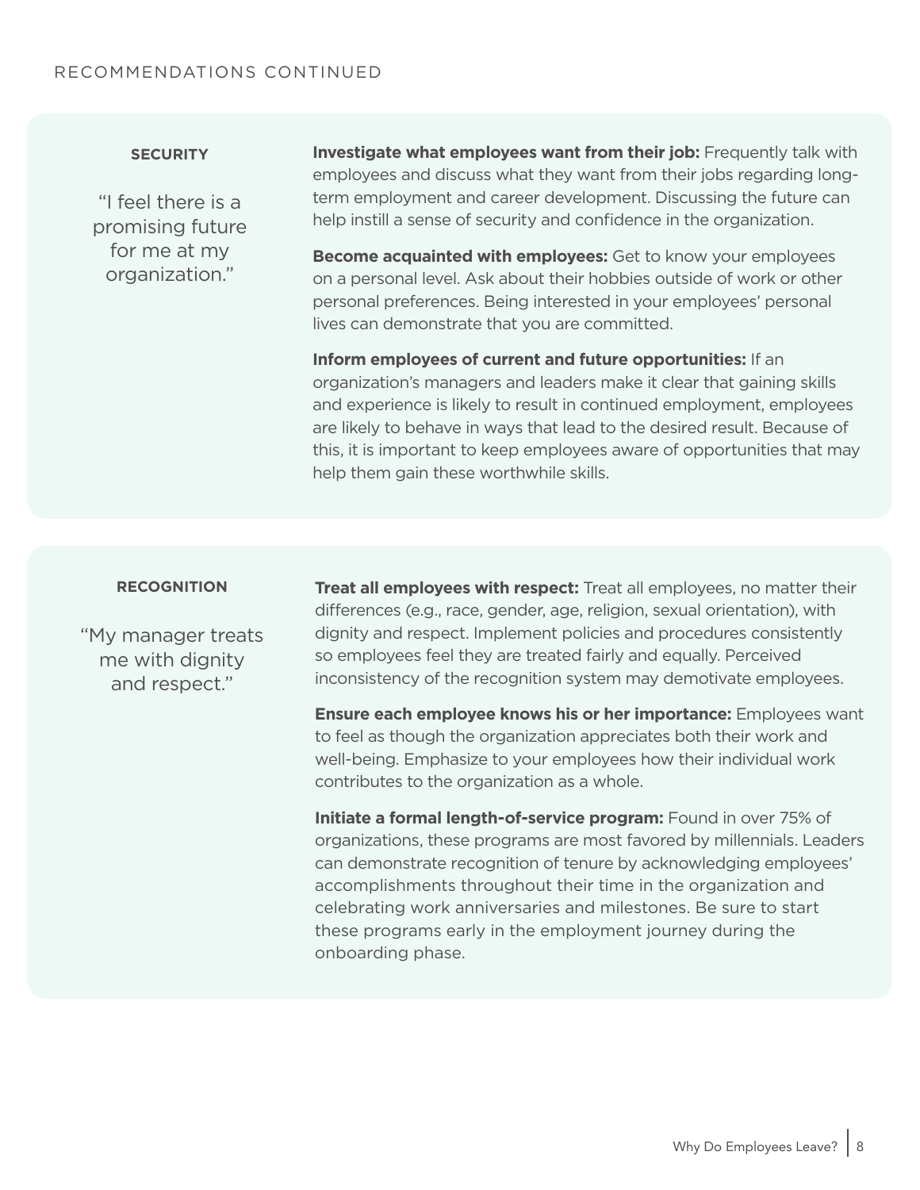RECOMMENDATIONS CONTINUED

### SECURITY

"I feel there is a promising future for me at my organization."

**Investigate what employees want from their job:** Frequently talk with employees and discuss what they want from their jobs regarding long-term employment and career development. Discussing the future can help instill a sense of security and confidence in the organization.

**Become acquainted with employees:** Get to know your employees on a personal level. Ask about their hobbies outside of work or other personal preferences. Being interested in your employees' personal lives can demonstrate that you are committed.

**Inform employees of current and future opportunities:** If an organization's managers and leaders make it clear that gaining skills and experience is likely to result in continued employment, employees are likely to behave in ways that lead to the desired result. Because of this, it is important to keep employees aware of opportunities that may help them gain these worthwhile skills.

### RECOGNITION

"My manager treats me with dignity and respect."

**Treat all employees with respect:** Treat all employees, no matter their differences (e.g., race, gender, age, religion, sexual orientation), with dignity and respect. Implement policies and procedures consistently so employees feel they are treated fairly and equally. Perceived inconsistency of the recognition system may demotivate employees.

**Ensure each employee knows his or her importance:** Employees want to feel as though the organization appreciates both their work and well-being. Emphasize to your employees how their individual work contributes to the organization as a whole.

**Initiate a formal length-of-service program:** Found in over 75% of organizations, these programs are most favored by millennials. Leaders can demonstrate recognition of tenure by acknowledging employees' accomplishments throughout their time in the organization and celebrating work anniversaries and milestones. Be sure to start these programs early in the employment journey during the onboarding phase.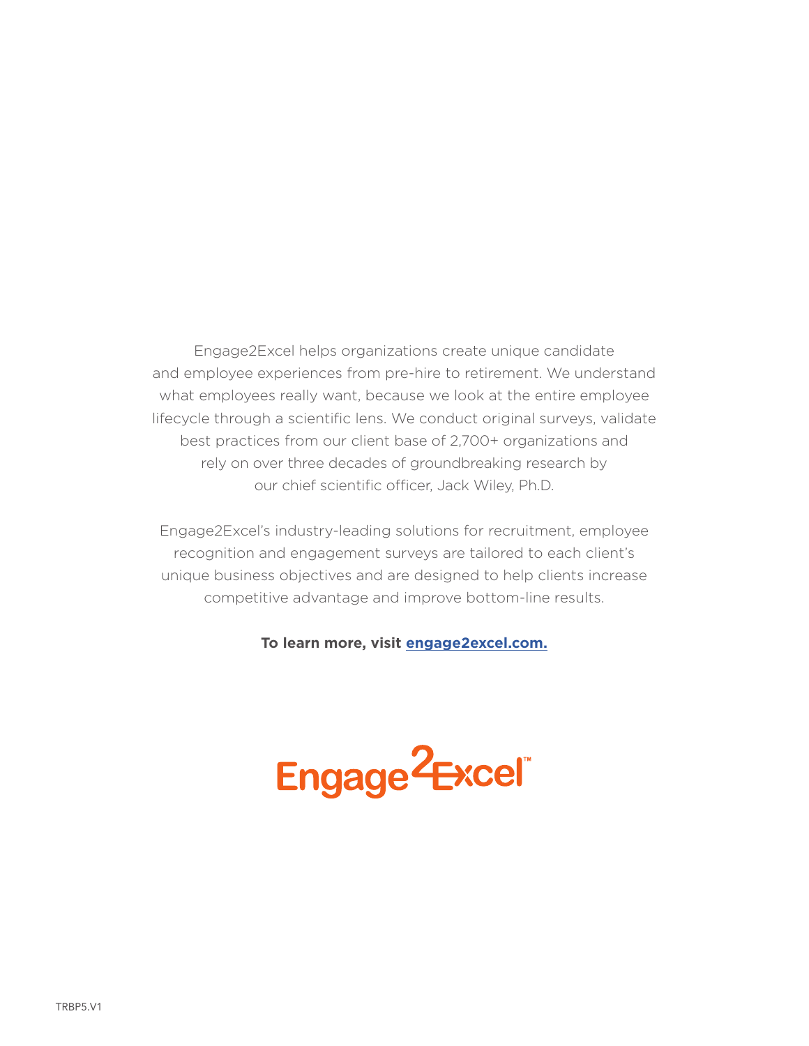Engage2Excel helps organizations create unique candidate and employee experiences from pre-hire to retirement. We understand what employees really want, because we look at the entire employee lifecycle through a scientific lens. We conduct original surveys, validate best practices from our client base of 2,700+ organizations and rely on over three decades of groundbreaking research by our chief scientific officer, Jack Wiley, Ph.D.

Engage2Excel's industry-leading solutions for recruitment, employee recognition and engagement surveys are tailored to each client's unique business objectives and are designed to help clients increase competitive advantage and improve bottom-line results.

**To learn more, visit [engage2excel.com.](https://engage2excel.com)**

Engage2Excel™

TRBP5.V1